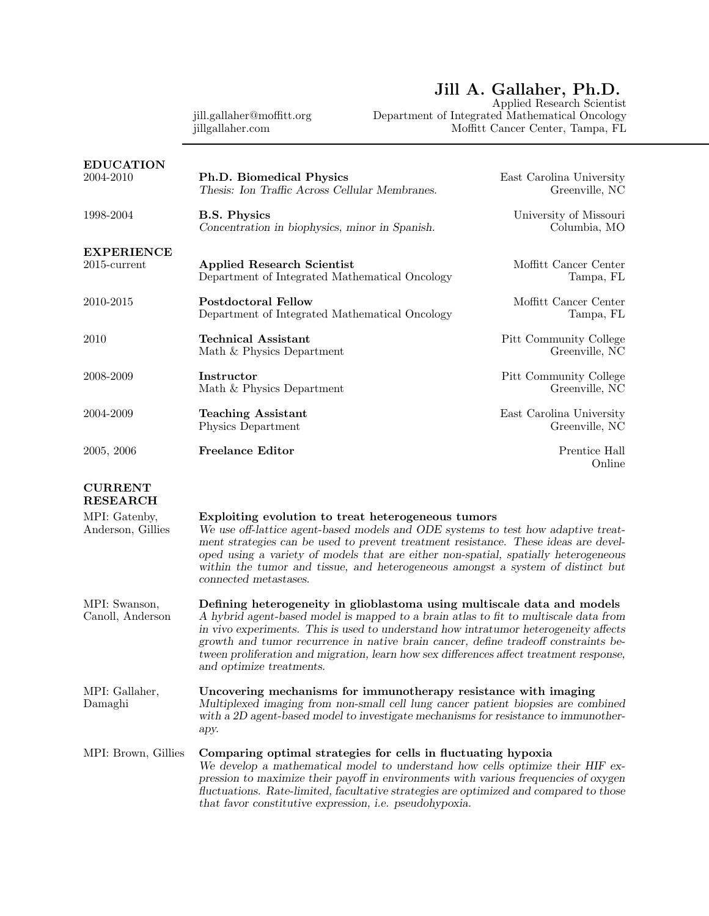# Jill A. Gallaher, Ph.D.

Applied Research Scientist
Department of Integrated Mathematical Oncology
Moffitt Cancer Center, Tampa, FL

jill.gallaher@moffitt.org
jillgallaher.com

---

## EDUCATION

**2004-2010** — **Ph.D. Biomedical Physics** — East Carolina University, Greenville, NC
*Thesis: Ion Traffic Across Cellular Membranes.*

**1998-2004** — **B.S. Physics** — University of Missouri, Columbia, MO
*Concentration in biophysics, minor in Spanish.*

## EXPERIENCE

**2015-current** — **Applied Research Scientist** — Moffitt Cancer Center, Tampa, FL
Department of Integrated Mathematical Oncology

**2010-2015** — **Postdoctoral Fellow** — Moffitt Cancer Center, Tampa, FL
Department of Integrated Mathematical Oncology

**2010** — **Technical Assistant** — Pitt Community College, Greenville, NC
Math & Physics Department

**2008-2009** — **Instructor** — Pitt Community College, Greenville, NC
Math & Physics Department

**2004-2009** — **Teaching Assistant** — East Carolina University, Greenville, NC
Physics Department

**2005, 2006** — **Freelance Editor** — Prentice Hall, Online

## CURRENT RESEARCH

MPI: Gatenby, Anderson, Gillies

**Exploiting evolution to treat heterogeneous tumors**
*We use off-lattice agent-based models and ODE systems to test how adaptive treatment strategies can be used to prevent treatment resistance. These ideas are developed using a variety of models that are either non-spatial, spatially heterogeneous within the tumor and tissue, and heterogeneous amongst a system of distinct but connected metastases.*

MPI: Swanson, Canoll, Anderson

**Defining heterogeneity in glioblastoma using multiscale data and models**
*A hybrid agent-based model is mapped to a brain atlas to fit to multiscale data from in vivo experiments. This is used to understand how intratumor heterogeneity affects growth and tumor recurrence in native brain cancer, define tradeoff constraints between proliferation and migration, learn how sex differences affect treatment response, and optimize treatments.*

MPI: Gallaher, Damaghi

**Uncovering mechanisms for immunotherapy resistance with imaging**
*Multiplexed imaging from non-small cell lung cancer patient biopsies are combined with a 2D agent-based model to investigate mechanisms for resistance to immunotherapy.*

MPI: Brown, Gillies

**Comparing optimal strategies for cells in fluctuating hypoxia**
*We develop a mathematical model to understand how cells optimize their HIF expression to maximize their payoff in environments with various frequencies of oxygen fluctuations. Rate-limited, facultative strategies are optimized and compared to those that favor constitutive expression, i.e. pseudohypoxia.*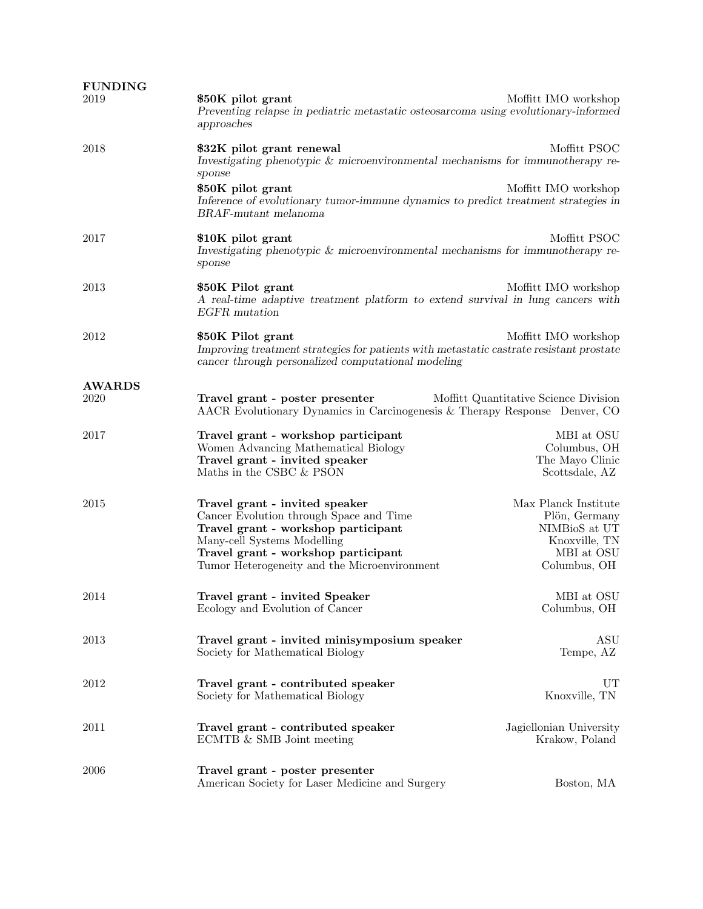## FUNDING

**2019**

**$50K pilot grant** — Moffitt IMO workshop
*Preventing relapse in pediatric metastatic osteosarcoma using evolutionary-informed approaches*

**2018**

**$32K pilot grant renewal** — Moffitt PSOC
*Investigating phenotypic & microenvironmental mechanisms for immunotherapy response*

**$50K pilot grant** — Moffitt IMO workshop
*Inference of evolutionary tumor-immune dynamics to predict treatment strategies in BRAF-mutant melanoma*

**2017**

**$10K pilot grant** — Moffitt PSOC
*Investigating phenotypic & microenvironmental mechanisms for immunotherapy response*

**2013**

**$50K Pilot grant** — Moffitt IMO workshop
*A real-time adaptive treatment platform to extend survival in lung cancers with EGFR mutation*

**2012**

**$50K Pilot grant** — Moffitt IMO workshop
*Improving treatment strategies for patients with metastatic castrate resistant prostate cancer through personalized computational modeling*

## AWARDS

**2020**

**Travel grant - poster presenter** — Moffitt Quantitative Science Division
AACR Evolutionary Dynamics in Carcinogenesis & Therapy Response — Denver, CO

**2017**

**Travel grant - workshop participant** — MBI at OSU
Women Advancing Mathematical Biology — Columbus, OH

**Travel grant - invited speaker** — The Mayo Clinic
Maths in the CSBC & PSON — Scottsdale, AZ

**2015**

**Travel grant - invited speaker** — Max Planck Institute
Cancer Evolution through Space and Time — Plön, Germany

**Travel grant - workshop participant** — NIMBioS at UT
Many-cell Systems Modelling — Knoxville, TN

**Travel grant - workshop participant** — MBI at OSU
Tumor Heterogeneity and the Microenvironment — Columbus, OH

**2014**

**Travel grant - invited Speaker** — MBI at OSU
Ecology and Evolution of Cancer — Columbus, OH

**2013**

**Travel grant - invited minisymposium speaker** — ASU
Society for Mathematical Biology — Tempe, AZ

**2012**

**Travel grant - contributed speaker** — UT
Society for Mathematical Biology — Knoxville, TN

**2011**

**Travel grant - contributed speaker** — Jagiellonian University
ECMTB & SMB Joint meeting — Krakow, Poland

**2006**

**Travel grant - poster presenter**
American Society for Laser Medicine and Surgery — Boston, MA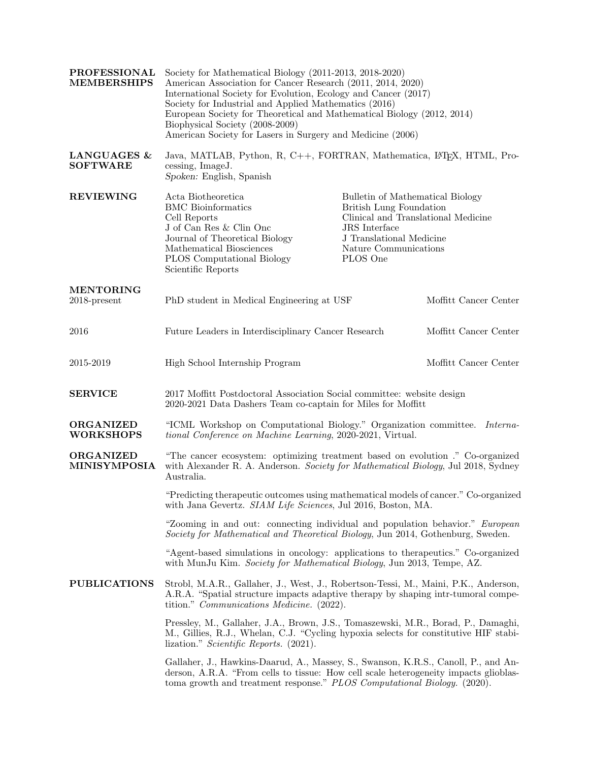## PROFESSIONAL MEMBERSHIPS

Society for Mathematical Biology (2011-2013, 2018-2020)
American Association for Cancer Research (2011, 2014, 2020)
International Society for Evolution, Ecology and Cancer (2017)
Society for Industrial and Applied Mathematics (2016)
European Society for Theoretical and Mathematical Biology (2012, 2014)
Biophysical Society (2008-2009)
American Society for Lasers in Surgery and Medicine (2006)

## LANGUAGES & SOFTWARE

Java, MATLAB, Python, R, C++, FORTRAN, Mathematica, LaTeX, HTML, Processing, ImageJ.
*Spoken:* English, Spanish

## REVIEWING

- Acta Biotheoretica
- BMC Bioinformatics
- Cell Reports
- J of Can Res & Clin Onc
- Journal of Theoretical Biology
- Mathematical Biosciences
- PLOS Computational Biology
- Scientific Reports
- Bulletin of Mathematical Biology
- British Lung Foundation
- Clinical and Translational Medicine
- JRS Interface
- J Translational Medicine
- Nature Communications
- PLOS One

## MENTORING

| | | |
|---|---|---|
| 2018-present | PhD student in Medical Engineering at USF | Moffitt Cancer Center |
| 2016 | Future Leaders in Interdisciplinary Cancer Research | Moffitt Cancer Center |
| 2015-2019 | High School Internship Program | Moffitt Cancer Center |

## SERVICE

2017 Moffitt Postdoctoral Association Social committee: website design
2020-2021 Data Dashers Team co-captain for Miles for Moffitt

## ORGANIZED WORKSHOPS

"ICML Workshop on Computational Biology." Organization committee. *International Conference on Machine Learning*, 2020-2021, Virtual.

## ORGANIZED MINISYMPOSIA

"The cancer ecosystem: optimizing treatment based on evolution ." Co-organized with Alexander R. A. Anderson. *Society for Mathematical Biology*, Jul 2018, Sydney Australia.

"Predicting therapeutic outcomes using mathematical models of cancer." Co-organized with Jana Gevertz. *SIAM Life Sciences*, Jul 2016, Boston, MA.

"Zooming in and out: connecting individual and population behavior." *European Society for Mathematical and Theoretical Biology*, Jun 2014, Gothenburg, Sweden.

"Agent-based simulations in oncology: applications to therapeutics." Co-organized with MunJu Kim. *Society for Mathematical Biology*, Jun 2013, Tempe, AZ.

## PUBLICATIONS

Strobl, M.A.R., Gallaher, J., West, J., Robertson-Tessi, M., Maini, P.K., Anderson, A.R.A. "Spatial structure impacts adaptive therapy by shaping intr-tumoral competition." *Communications Medicine.* (2022).

Pressley, M., Gallaher, J.A., Brown, J.S., Tomaszewski, M.R., Borad, P., Damaghi, M., Gillies, R.J., Whelan, C.J. "Cycling hypoxia selects for constitutive HIF stabilization." *Scientific Reports.* (2021).

Gallaher, J., Hawkins-Daarud, A., Massey, S., Swanson, K.R.S., Canoll, P., and Anderson, A.R.A. "From cells to tissue: How cell scale heterogeneity impacts glioblastoma growth and treatment response." *PLOS Computational Biology.* (2020).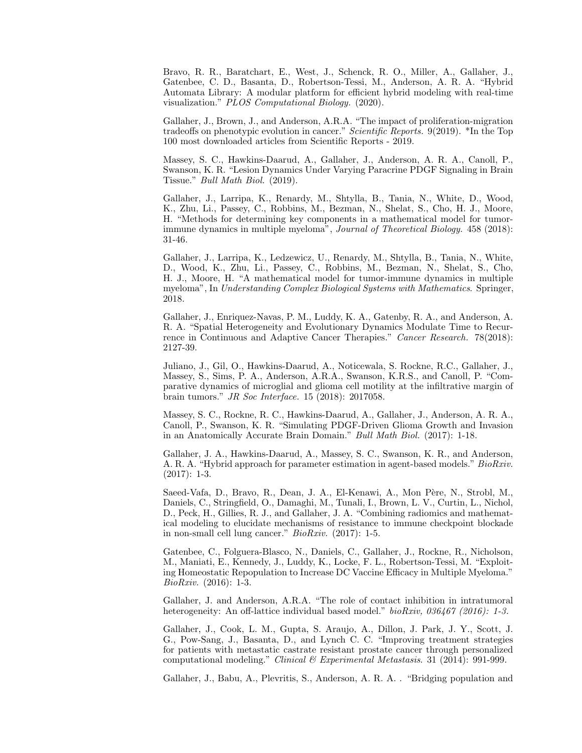Bravo, R. R., Baratchart, E., West, J., Schenck, R. O., Miller, A., Gallaher, J., Gatenbee, C. D., Basanta, D., Robertson-Tessi, M., Anderson, A. R. A. “Hybrid Automata Library: A modular platform for efficient hybrid modeling with real-time visualization.” *PLOS Computational Biology.* (2020).

Gallaher, J., Brown, J., and Anderson, A.R.A. “The impact of proliferation-migration tradeoffs on phenotypic evolution in cancer.” *Scientific Reports.* 9(2019). *In the Top 100 most downloaded articles from Scientific Reports - 2019.

Massey, S. C., Hawkins-Daarud, A., Gallaher, J., Anderson, A. R. A., Canoll, P., Swanson, K. R. “Lesion Dynamics Under Varying Paracrine PDGF Signaling in Brain Tissue.” *Bull Math Biol.* (2019).

Gallaher, J., Larripa, K., Renardy, M., Shtylla, B., Tania, N., White, D., Wood, K., Zhu, Li., Passey, C., Robbins, M., Bezman, N., Shelat, S., Cho, H. J., Moore, H. “Methods for determining key components in a mathematical model for tumor-immune dynamics in multiple myeloma”, *Journal of Theoretical Biology.* 458 (2018): 31-46.

Gallaher, J., Larripa, K., Ledzewicz, U., Renardy, M., Shtylla, B., Tania, N., White, D., Wood, K., Zhu, Li., Passey, C., Robbins, M., Bezman, N., Shelat, S., Cho, H. J., Moore, H. “A mathematical model for tumor-immune dynamics in multiple myeloma”, In *Understanding Complex Biological Systems with Mathematics*. Springer, 2018.

Gallaher, J., Enriquez-Navas, P. M., Luddy, K. A., Gatenby, R. A., and Anderson, A. R. A. “Spatial Heterogeneity and Evolutionary Dynamics Modulate Time to Recurrence in Continuous and Adaptive Cancer Therapies.” *Cancer Research.* 78(2018): 2127-39.

Juliano, J., Gil, O., Hawkins-Daarud, A., Noticewala, S. Rockne, R.C., Gallaher, J., Massey, S., Sims, P. A., Anderson, A.R.A., Swanson, K.R.S., and Canoll, P. “Comparative dynamics of microglial and glioma cell motility at the infiltrative margin of brain tumors.” *JR Soc Interface.* 15 (2018): 2017058.

Massey, S. C., Rockne, R. C., Hawkins-Daarud, A., Gallaher, J., Anderson, A. R. A., Canoll, P., Swanson, K. R. “Simulating PDGF-Driven Glioma Growth and Invasion in an Anatomically Accurate Brain Domain.” *Bull Math Biol.* (2017): 1-18.

Gallaher, J. A., Hawkins-Daarud, A., Massey, S. C., Swanson, K. R., and Anderson, A. R. A. “Hybrid approach for parameter estimation in agent-based models.” *BioRxiv.* (2017): 1-3.

Saeed-Vafa, D., Bravo, R., Dean, J. A., El-Kenawi, A., Mon Père, N., Strobl, M., Daniels, C., Stringfield, O., Damaghi, M., Tunali, I., Brown, L. V., Curtin, L., Nichol, D., Peck, H., Gillies, R. J., and Gallaher, J. A. “Combining radiomics and mathematical modeling to elucidate mechanisms of resistance to immune checkpoint blockade in non-small cell lung cancer.” *BioRxiv.* (2017): 1-5.

Gatenbee, C., Folguera-Blasco, N., Daniels, C., Gallaher, J., Rockne, R., Nicholson, M., Maniati, E., Kennedy, J., Luddy, K., Locke, F. L., Robertson-Tessi, M. “Exploiting Homeostatic Repopulation to Increase DC Vaccine Efficacy in Multiple Myeloma.” *BioRxiv.* (2016): 1-3.

Gallaher, J. and Anderson, A.R.A. “The role of contact inhibition in intratumoral heterogeneity: An off-lattice individual based model.” *bioRxiv, 036467 (2016): 1-3.*

Gallaher, J., Cook, L. M., Gupta, S. Araujo, A., Dillon, J. Park, J. Y., Scott, J. G., Pow-Sang, J., Basanta, D., and Lynch C. C. “Improving treatment strategies for patients with metastatic castrate resistant prostate cancer through personalized computational modeling.” *Clinical & Experimental Metastasis.* 31 (2014): 991-999.

Gallaher, J., Babu, A., Plevritis, S., Anderson, A. R. A. . “Bridging population and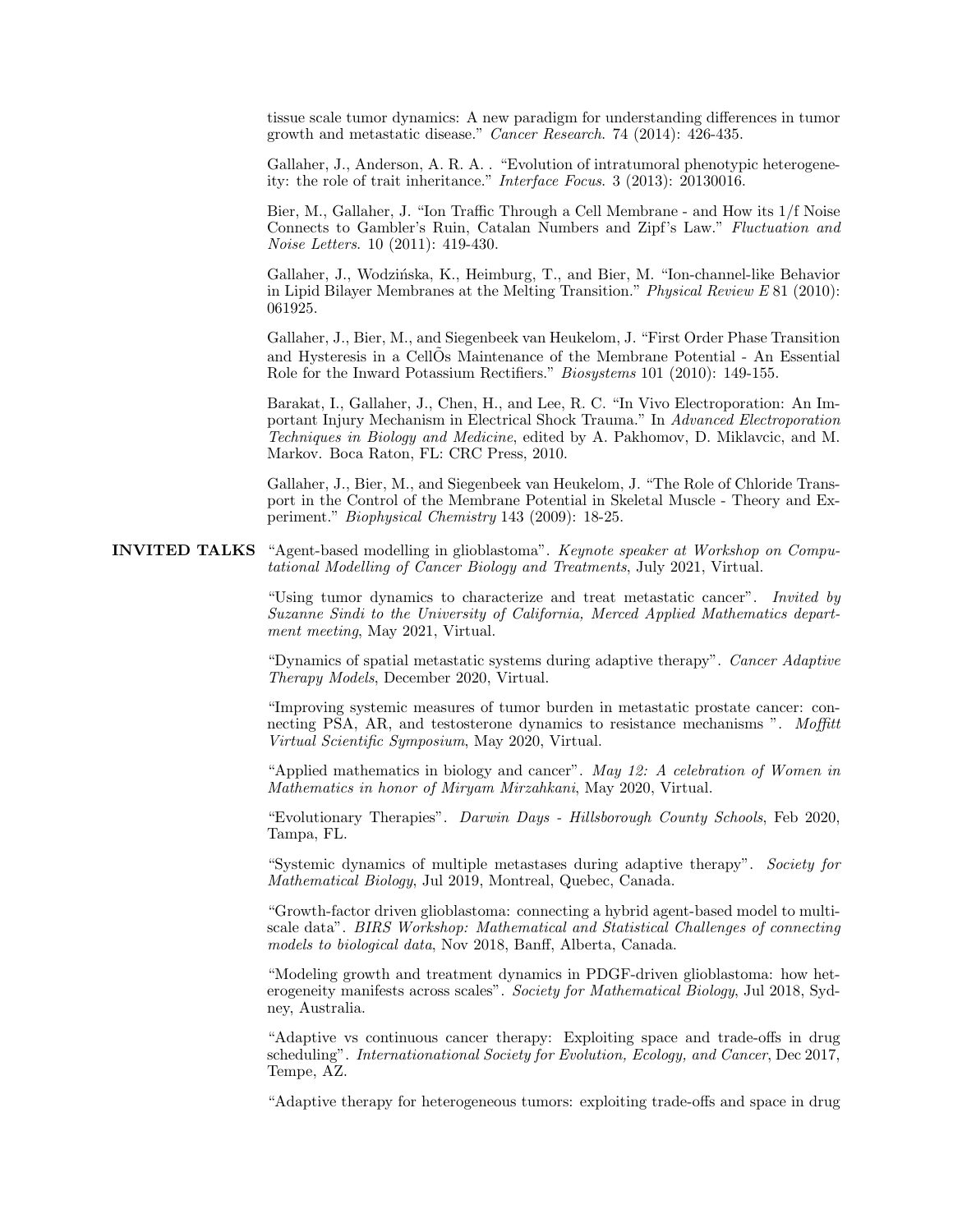tissue scale tumor dynamics: A new paradigm for understanding differences in tumor growth and metastatic disease." *Cancer Research*. 74 (2014): 426-435.

Gallaher, J., Anderson, A. R. A. . "Evolution of intratumoral phenotypic heterogeneity: the role of trait inheritance." *Interface Focus*. 3 (2013): 20130016.

Bier, M., Gallaher, J. "Ion Traffic Through a Cell Membrane - and How its 1/f Noise Connects to Gambler's Ruin, Catalan Numbers and Zipf's Law." *Fluctuation and Noise Letters*. 10 (2011): 419-430.

Gallaher, J., Wodzińska, K., Heimburg, T., and Bier, M. "Ion-channel-like Behavior in Lipid Bilayer Membranes at the Melting Transition." *Physical Review E* 81 (2010): 061925.

Gallaher, J., Bier, M., and Siegenbeek van Heukelom, J. "First Order Phase Transition and Hysteresis in a CellÕs Maintenance of the Membrane Potential - An Essential Role for the Inward Potassium Rectifiers." *Biosystems* 101 (2010): 149-155.

Barakat, I., Gallaher, J., Chen, H., and Lee, R. C. "In Vivo Electroporation: An Important Injury Mechanism in Electrical Shock Trauma." In *Advanced Electroporation Techniques in Biology and Medicine*, edited by A. Pakhomov, D. Miklavcic, and M. Markov. Boca Raton, FL: CRC Press, 2010.

Gallaher, J., Bier, M., and Siegenbeek van Heukelom, J. "The Role of Chloride Transport in the Control of the Membrane Potential in Skeletal Muscle - Theory and Experiment." *Biophysical Chemistry* 143 (2009): 18-25.

## INVITED TALKS

"Agent-based modelling in glioblastoma". *Keynote speaker at Workshop on Computational Modelling of Cancer Biology and Treatments*, July 2021, Virtual.

"Using tumor dynamics to characterize and treat metastatic cancer". *Invited by Suzanne Sindi to the University of California, Merced Applied Mathematics department meeting*, May 2021, Virtual.

"Dynamics of spatial metastatic systems during adaptive therapy". *Cancer Adaptive Therapy Models*, December 2020, Virtual.

"Improving systemic measures of tumor burden in metastatic prostate cancer: connecting PSA, AR, and testosterone dynamics to resistance mechanisms ". *Moffitt Virtual Scientific Symposium*, May 2020, Virtual.

"Applied mathematics in biology and cancer". *May 12: A celebration of Women in Mathematics in honor of Miryam Mirzahkani*, May 2020, Virtual.

"Evolutionary Therapies". *Darwin Days - Hillsborough County Schools*, Feb 2020, Tampa, FL.

"Systemic dynamics of multiple metastases during adaptive therapy". *Society for Mathematical Biology*, Jul 2019, Montreal, Quebec, Canada.

"Growth-factor driven glioblastoma: connecting a hybrid agent-based model to multiscale data". *BIRS Workshop: Mathematical and Statistical Challenges of connecting models to biological data*, Nov 2018, Banff, Alberta, Canada.

"Modeling growth and treatment dynamics in PDGF-driven glioblastoma: how heterogeneity manifests across scales". *Society for Mathematical Biology*, Jul 2018, Sydney, Australia.

"Adaptive vs continuous cancer therapy: Exploiting space and trade-offs in drug scheduling". *Internationational Society for Evolution, Ecology, and Cancer*, Dec 2017, Tempe, AZ.

"Adaptive therapy for heterogeneous tumors: exploiting trade-offs and space in drug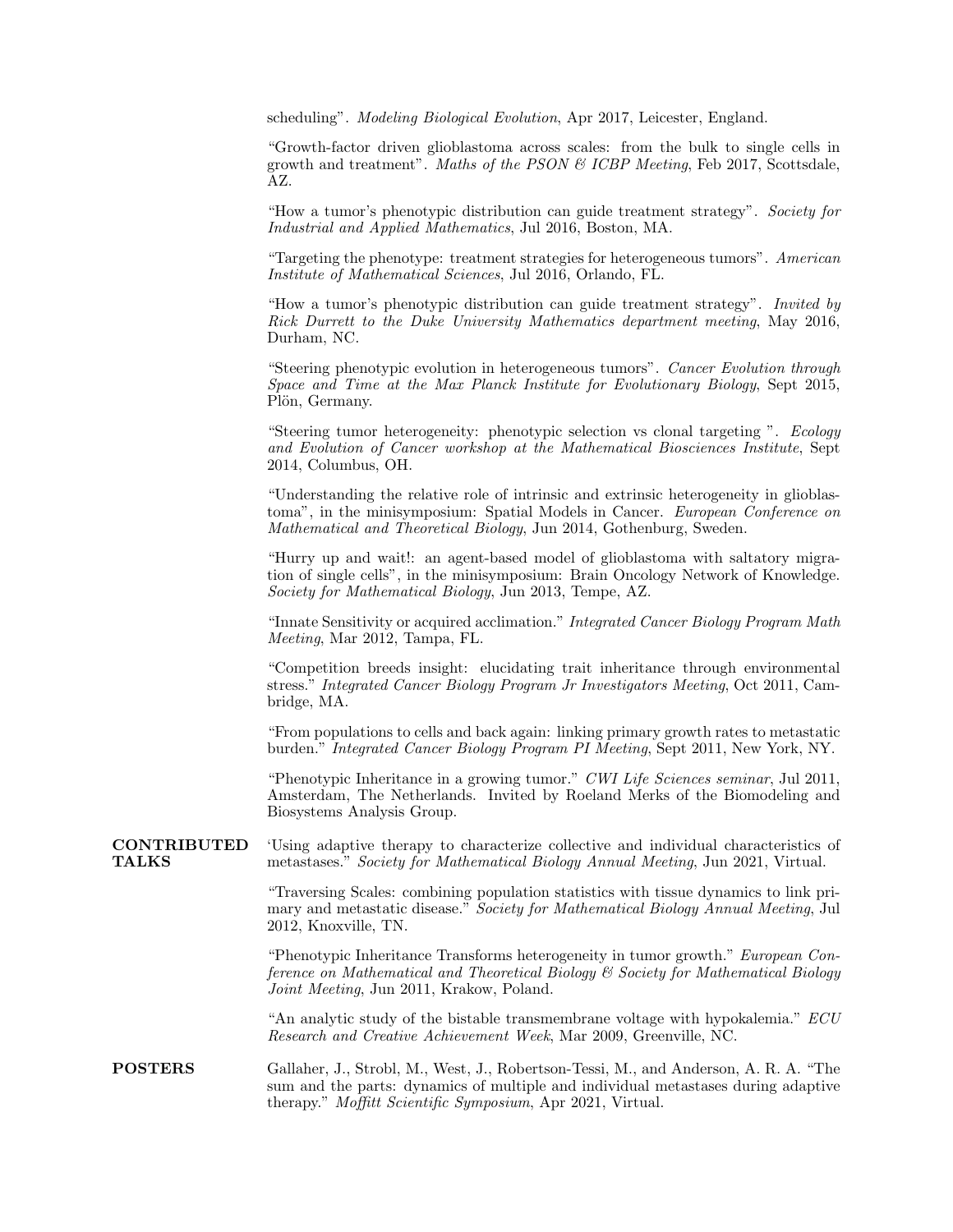scheduling". *Modeling Biological Evolution*, Apr 2017, Leicester, England.

"Growth-factor driven glioblastoma across scales: from the bulk to single cells in growth and treatment". *Maths of the PSON & ICBP Meeting*, Feb 2017, Scottsdale, AZ.

"How a tumor's phenotypic distribution can guide treatment strategy". *Society for Industrial and Applied Mathematics*, Jul 2016, Boston, MA.

"Targeting the phenotype: treatment strategies for heterogeneous tumors". *American Institute of Mathematical Sciences*, Jul 2016, Orlando, FL.

"How a tumor's phenotypic distribution can guide treatment strategy". *Invited by Rick Durrett to the Duke University Mathematics department meeting*, May 2016, Durham, NC.

"Steering phenotypic evolution in heterogeneous tumors". *Cancer Evolution through Space and Time at the Max Planck Institute for Evolutionary Biology*, Sept 2015, Plön, Germany.

"Steering tumor heterogeneity: phenotypic selection vs clonal targeting ". *Ecology and Evolution of Cancer workshop at the Mathematical Biosciences Institute*, Sept 2014, Columbus, OH.

"Understanding the relative role of intrinsic and extrinsic heterogeneity in glioblastoma", in the minisymposium: Spatial Models in Cancer. *European Conference on Mathematical and Theoretical Biology*, Jun 2014, Gothenburg, Sweden.

"Hurry up and wait!: an agent-based model of glioblastoma with saltatory migration of single cells", in the minisymposium: Brain Oncology Network of Knowledge. *Society for Mathematical Biology*, Jun 2013, Tempe, AZ.

"Innate Sensitivity or acquired acclimation." *Integrated Cancer Biology Program Math Meeting*, Mar 2012, Tampa, FL.

"Competition breeds insight: elucidating trait inheritance through environmental stress." *Integrated Cancer Biology Program Jr Investigators Meeting*, Oct 2011, Cambridge, MA.

"From populations to cells and back again: linking primary growth rates to metastatic burden." *Integrated Cancer Biology Program PI Meeting*, Sept 2011, New York, NY.

"Phenotypic Inheritance in a growing tumor." *CWI Life Sciences seminar*, Jul 2011, Amsterdam, The Netherlands. Invited by Roeland Merks of the Biomodeling and Biosystems Analysis Group.

**CONTRIBUTED TALKS**

'Using adaptive therapy to characterize collective and individual characteristics of metastases." *Society for Mathematical Biology Annual Meeting*, Jun 2021, Virtual.

"Traversing Scales: combining population statistics with tissue dynamics to link primary and metastatic disease." *Society for Mathematical Biology Annual Meeting*, Jul 2012, Knoxville, TN.

"Phenotypic Inheritance Transforms heterogeneity in tumor growth." *European Conference on Mathematical and Theoretical Biology & Society for Mathematical Biology Joint Meeting*, Jun 2011, Krakow, Poland.

"An analytic study of the bistable transmembrane voltage with hypokalemia." *ECU Research and Creative Achievement Week*, Mar 2009, Greenville, NC.

**POSTERS**

Gallaher, J., Strobl, M., West, J., Robertson-Tessi, M., and Anderson, A. R. A. "The sum and the parts: dynamics of multiple and individual metastases during adaptive therapy." *Moffitt Scientific Symposium*, Apr 2021, Virtual.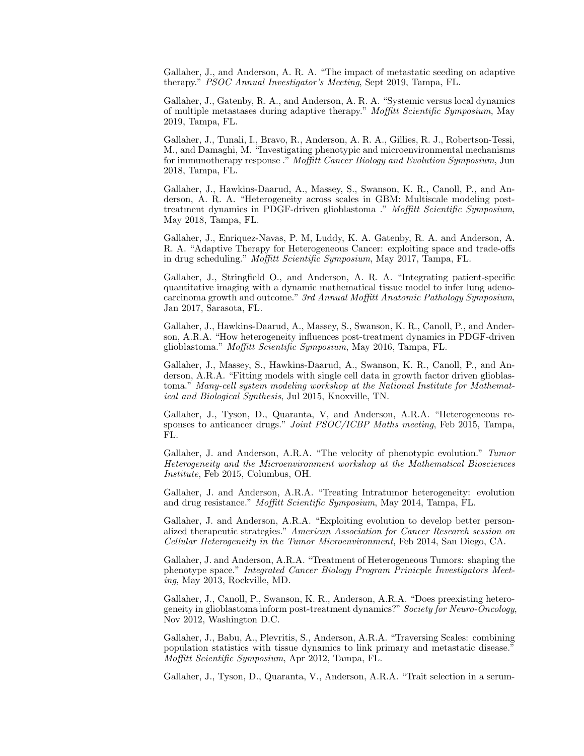Gallaher, J., and Anderson, A. R. A. "The impact of metastatic seeding on adaptive therapy." *PSOC Annual Investigator's Meeting*, Sept 2019, Tampa, FL.

Gallaher, J., Gatenby, R. A., and Anderson, A. R. A. "Systemic versus local dynamics of multiple metastases during adaptive therapy." *Moffitt Scientific Symposium*, May 2019, Tampa, FL.

Gallaher, J., Tunali, I., Bravo, R., Anderson, A. R. A., Gillies, R. J., Robertson-Tessi, M., and Damaghi, M. "Investigating phenotypic and microenvironmental mechanisms for immunotherapy response ." *Moffitt Cancer Biology and Evolution Symposium*, Jun 2018, Tampa, FL.

Gallaher, J., Hawkins-Daarud, A., Massey, S., Swanson, K. R., Canoll, P., and Anderson, A. R. A. "Heterogeneity across scales in GBM: Multiscale modeling post-treatment dynamics in PDGF-driven glioblastoma ." *Moffitt Scientific Symposium*, May 2018, Tampa, FL.

Gallaher, J., Enriquez-Navas, P. M, Luddy, K. A. Gatenby, R. A. and Anderson, A. R. A. "Adaptive Therapy for Heterogeneous Cancer: exploiting space and trade-offs in drug scheduling." *Moffitt Scientific Symposium*, May 2017, Tampa, FL.

Gallaher, J., Stringfield O., and Anderson, A. R. A. "Integrating patient-specific quantitative imaging with a dynamic mathematical tissue model to infer lung adenocarcinoma growth and outcome." *3rd Annual Moffitt Anatomic Pathology Symposium*, Jan 2017, Sarasota, FL.

Gallaher, J., Hawkins-Daarud, A., Massey, S., Swanson, K. R., Canoll, P., and Anderson, A.R.A. "How heterogeneity influences post-treatment dynamics in PDGF-driven glioblastoma." *Moffitt Scientific Symposium*, May 2016, Tampa, FL.

Gallaher, J., Massey, S., Hawkins-Daarud, A., Swanson, K. R., Canoll, P., and Anderson, A.R.A. "Fitting models with single cell data in growth factor driven glioblastoma." *Many-cell system modeling workshop at the National Institute for Mathematical and Biological Synthesis*, Jul 2015, Knoxville, TN.

Gallaher, J., Tyson, D., Quaranta, V, and Anderson, A.R.A. "Heterogeneous responses to anticancer drugs." *Joint PSOC/ICBP Maths meeting*, Feb 2015, Tampa, FL.

Gallaher, J. and Anderson, A.R.A. "The velocity of phenotypic evolution." *Tumor Heterogeneity and the Microenvironment workshop at the Mathematical Biosciences Institute*, Feb 2015, Columbus, OH.

Gallaher, J. and Anderson, A.R.A. "Treating Intratumor heterogeneity: evolution and drug resistance." *Moffitt Scientific Symposium*, May 2014, Tampa, FL.

Gallaher, J. and Anderson, A.R.A. "Exploiting evolution to develop better personalized therapeutic strategies." *American Association for Cancer Research session on Cellular Heterogeneity in the Tumor Microenvironment*, Feb 2014, San Diego, CA.

Gallaher, J. and Anderson, A.R.A. "Treatment of Heterogeneous Tumors: shaping the phenotype space." *Integrated Cancer Biology Program Prinicple Investigators Meeting*, May 2013, Rockville, MD.

Gallaher, J., Canoll, P., Swanson, K. R., Anderson, A.R.A. "Does preexisting heterogeneity in glioblastoma inform post-treatment dynamics?" *Society for Neuro-Oncology*, Nov 2012, Washington D.C.

Gallaher, J., Babu, A., Plevritis, S., Anderson, A.R.A. "Traversing Scales: combining population statistics with tissue dynamics to link primary and metastatic disease." *Moffitt Scientific Symposium*, Apr 2012, Tampa, FL.

Gallaher, J., Tyson, D., Quaranta, V., Anderson, A.R.A. "Trait selection in a serum-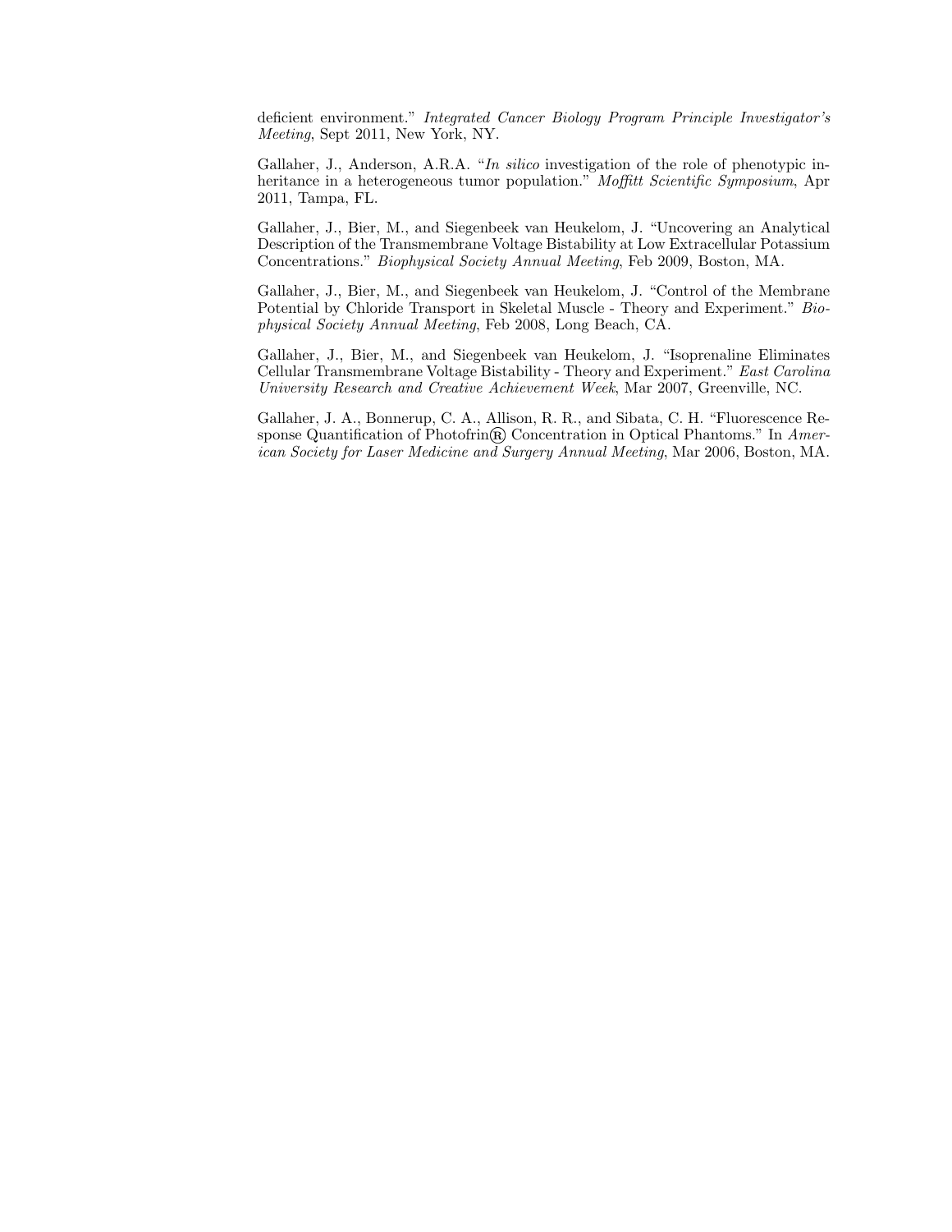deficient environment." *Integrated Cancer Biology Program Principle Investigator's Meeting*, Sept 2011, New York, NY.

Gallaher, J., Anderson, A.R.A. "*In silico* investigation of the role of phenotypic inheritance in a heterogeneous tumor population." *Moffitt Scientific Symposium*, Apr 2011, Tampa, FL.

Gallaher, J., Bier, M., and Siegenbeek van Heukelom, J. "Uncovering an Analytical Description of the Transmembrane Voltage Bistability at Low Extracellular Potassium Concentrations." *Biophysical Society Annual Meeting*, Feb 2009, Boston, MA.

Gallaher, J., Bier, M., and Siegenbeek van Heukelom, J. "Control of the Membrane Potential by Chloride Transport in Skeletal Muscle - Theory and Experiment." *Biophysical Society Annual Meeting*, Feb 2008, Long Beach, CA.

Gallaher, J., Bier, M., and Siegenbeek van Heukelom, J. "Isoprenaline Eliminates Cellular Transmembrane Voltage Bistability - Theory and Experiment." *East Carolina University Research and Creative Achievement Week*, Mar 2007, Greenville, NC.

Gallaher, J. A., Bonnerup, C. A., Allison, R. R., and Sibata, C. H. "Fluorescence Response Quantification of Photofrin® Concentration in Optical Phantoms." In *American Society for Laser Medicine and Surgery Annual Meeting*, Mar 2006, Boston, MA.